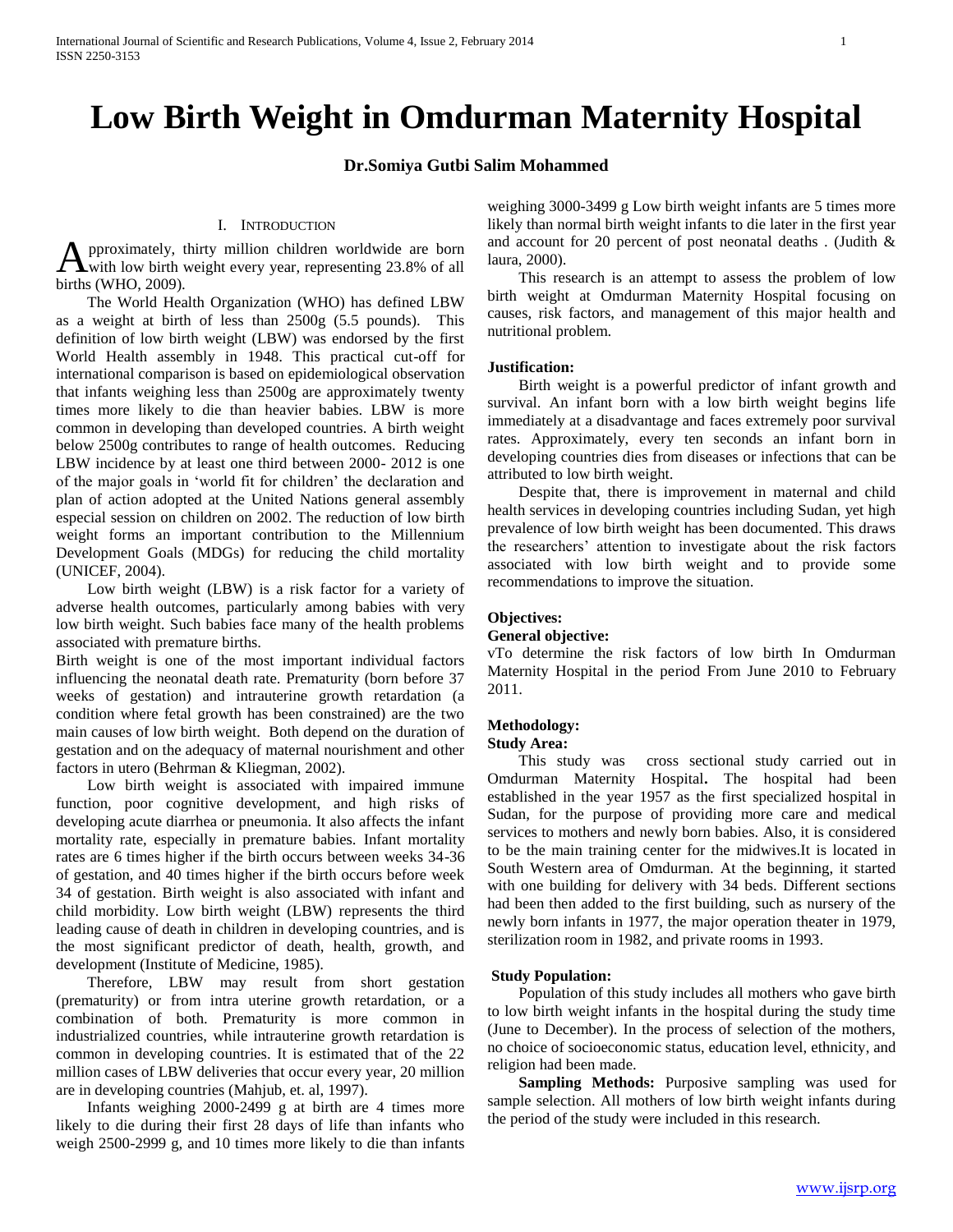# Low Birth Weight in Omdurman Maternity Hospital

**Dr.Somiya Gutbi Salim Mohammed**

## I. Introduction

Approximately, thirty million children worldwide are born with low birth weight every year, representing 23.8% of all births (WHO, 2009).

The World Health Organization (WHO) has defined LBW as a weight at birth of less than 2500g (5.5 pounds). This definition of low birth weight (LBW) was endorsed by the first World Health assembly in 1948. This practical cut-off for international comparison is based on epidemiological observation that infants weighing less than 2500g are approximately twenty times more likely to die than heavier babies. LBW is more common in developing than developed countries. A birth weight below 2500g contributes to range of health outcomes. Reducing LBW incidence by at least one third between 2000- 2012 is one of the major goals in 'world fit for children' the declaration and plan of action adopted at the United Nations general assembly especial session on children on 2002. The reduction of low birth weight forms an important contribution to the Millennium Development Goals (MDGs) for reducing the child mortality (UNICEF, 2004).

Low birth weight (LBW) is a risk factor for a variety of adverse health outcomes, particularly among babies with very low birth weight. Such babies face many of the health problems associated with premature births.

Birth weight is one of the most important individual factors influencing the neonatal death rate. Prematurity (born before 37 weeks of gestation) and intrauterine growth retardation (a condition where fetal growth has been constrained) are the two main causes of low birth weight. Both depend on the duration of gestation and on the adequacy of maternal nourishment and other factors in utero (Behrman & Kliegman, 2002).

Low birth weight is associated with impaired immune function, poor cognitive development, and high risks of developing acute diarrhea or pneumonia. It also affects the infant mortality rate, especially in premature babies. Infant mortality rates are 6 times higher if the birth occurs between weeks 34-36 of gestation, and 40 times higher if the birth occurs before week 34 of gestation. Birth weight is also associated with infant and child morbidity. Low birth weight (LBW) represents the third leading cause of death in children in developing countries, and is the most significant predictor of death, health, growth, and development (Institute of Medicine, 1985).

Therefore, LBW may result from short gestation (prematurity) or from intra uterine growth retardation, or a combination of both. Prematurity is more common in industrialized countries, while intrauterine growth retardation is common in developing countries. It is estimated that of the 22 million cases of LBW deliveries that occur every year, 20 million are in developing countries (Mahjub, et. al, 1997).

Infants weighing 2000-2499 g at birth are 4 times more likely to die during their first 28 days of life than infants who weigh 2500-2999 g, and 10 times more likely to die than infants weighing 3000-3499 g Low birth weight infants are 5 times more likely than normal birth weight infants to die later in the first year and account for 20 percent of post neonatal deaths . (Judith & laura, 2000).

This research is an attempt to assess the problem of low birth weight at Omdurman Maternity Hospital focusing on causes, risk factors, and management of this major health and nutritional problem.

### Justification:

Birth weight is a powerful predictor of infant growth and survival. An infant born with a low birth weight begins life immediately at a disadvantage and faces extremely poor survival rates. Approximately, every ten seconds an infant born in developing countries dies from diseases or infections that can be attributed to low birth weight.

Despite that, there is improvement in maternal and child health services in developing countries including Sudan, yet high prevalence of low birth weight has been documented. This draws the researchers' attention to investigate about the risk factors associated with low birth weight and to provide some recommendations to improve the situation.

### Objectives:

**General objective:**

vTo determine the risk factors of low birth In Omdurman Maternity Hospital in the period From June 2010 to February 2011.

### Methodology:

**Study Area:**

This study was cross sectional study carried out in Omdurman Maternity Hospital**.** The hospital had been established in the year 1957 as the first specialized hospital in Sudan, for the purpose of providing more care and medical services to mothers and newly born babies. Also, it is considered to be the main training center for the midwives.It is located in South Western area of Omdurman. At the beginning, it started with one building for delivery with 34 beds. Different sections had been then added to the first building, such as nursery of the newly born infants in 1977, the major operation theater in 1979, sterilization room in 1982, and private rooms in 1993.

**Study Population:**

Population of this study includes all mothers who gave birth to low birth weight infants in the hospital during the study time (June to December). In the process of selection of the mothers, no choice of socioeconomic status, education level, ethnicity, and religion had been made.

**Sampling Methods:** Purposive sampling was used for sample selection. All mothers of low birth weight infants during the period of the study were included in this research.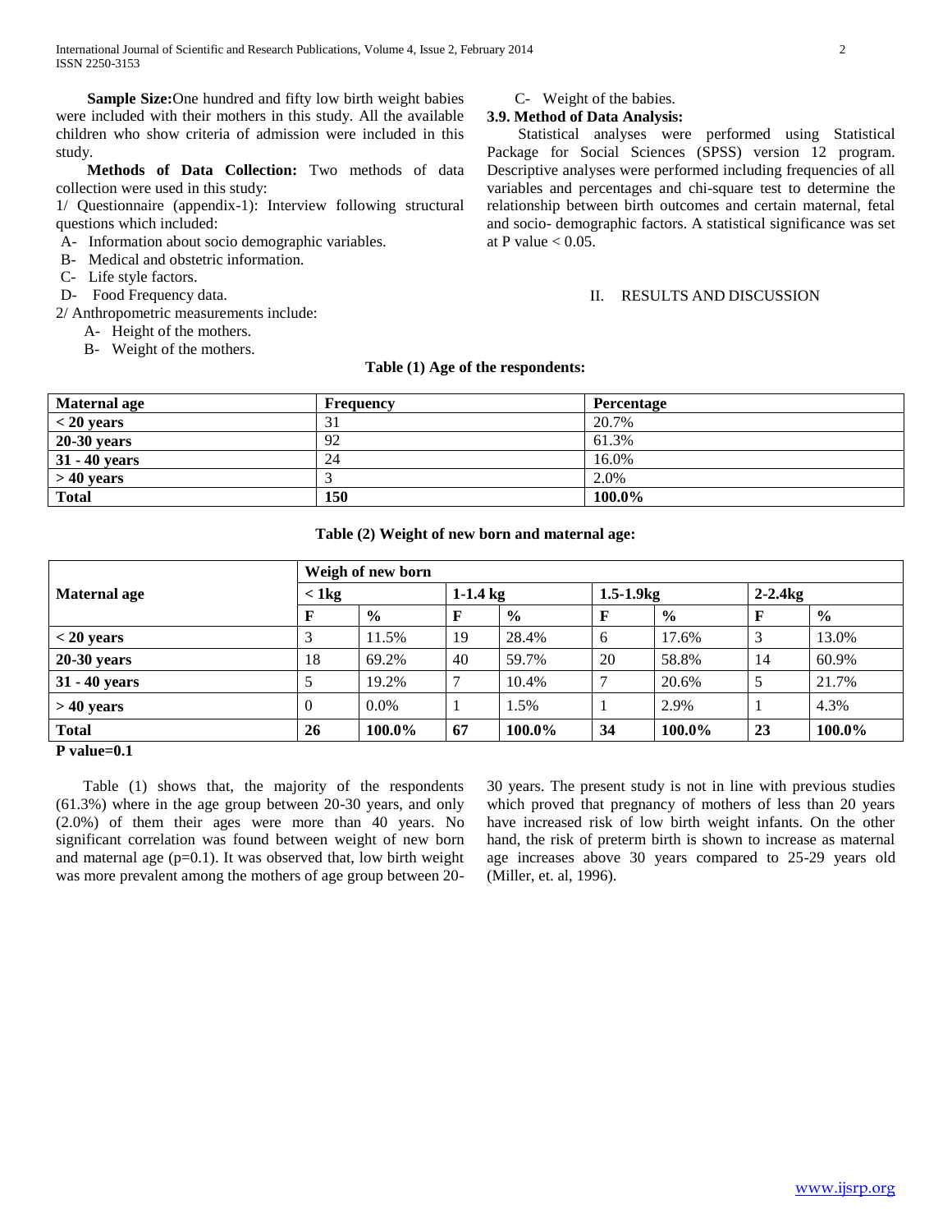**Sample Size:**One hundred and fifty low birth weight babies were included with their mothers in this study. All the available children who show criteria of admission were included in this study.

**Methods of Data Collection:** Two methods of data collection were used in this study:

1/ Questionnaire (appendix-1): Interview following structural questions which included:

- A- Information about socio demographic variables.
- B- Medical and obstetric information.
- C- Life style factors.
- D- Food Frequency data.

2/ Anthropometric measurements include:

- A- Height of the mothers.
- B- Weight of the mothers.
- C- Weight of the babies.

**3.9. Method of Data Analysis:**

Statistical analyses were performed using Statistical Package for Social Sciences (SPSS) version 12 program. Descriptive analyses were performed including frequencies of all variables and percentages and chi-square test to determine the relationship between birth outcomes and certain maternal, fetal and socio- demographic factors. A statistical significance was set at P value < 0.05.

## II. RESULTS AND DISCUSSION

**Table (1) Age of the respondents:**

| Maternal age | Frequency | Percentage |
|---|---|---|
| **< 20 years** | 31 | 20.7% |
| **20-30 years** | 92 | 61.3% |
| **31 - 40 years** | 24 | 16.0% |
| **> 40 years** | 3 | 2.0% |
| **Total** | **150** | **100.0%** |

**Table (2) Weight of new born and maternal age:**

| Maternal age | Weigh of new born | | | | | | | |
|---|---|---|---|---|---|---|---|---|
| | < 1kg | | 1-1.4 kg | | 1.5-1.9kg | | 2-2.4kg | |
| | F | % | F | % | F | % | F | % |
| **< 20 years** | 3 | 11.5% | 19 | 28.4% | 6 | 17.6% | 3 | 13.0% |
| **20-30 years** | 18 | 69.2% | 40 | 59.7% | 20 | 58.8% | 14 | 60.9% |
| **31 - 40 years** | 5 | 19.2% | 7 | 10.4% | 7 | 20.6% | 5 | 21.7% |
| **> 40 years** | 0 | 0.0% | 1 | 1.5% | 1 | 2.9% | 1 | 4.3% |
| **Total** | **26** | **100.0%** | **67** | **100.0%** | **34** | **100.0%** | **23** | **100.0%** |

**P value=0.1**

Table (1) shows that, the majority of the respondents (61.3%) where in the age group between 20-30 years, and only (2.0%) of them their ages were more than 40 years. No significant correlation was found between weight of new born and maternal age (p=0.1). It was observed that, low birth weight was more prevalent among the mothers of age group between 20-30 years. The present study is not in line with previous studies which proved that pregnancy of mothers of less than 20 years have increased risk of low birth weight infants. On the other hand, the risk of preterm birth is shown to increase as maternal age increases above 30 years compared to 25-29 years old (Miller, et. al, 1996).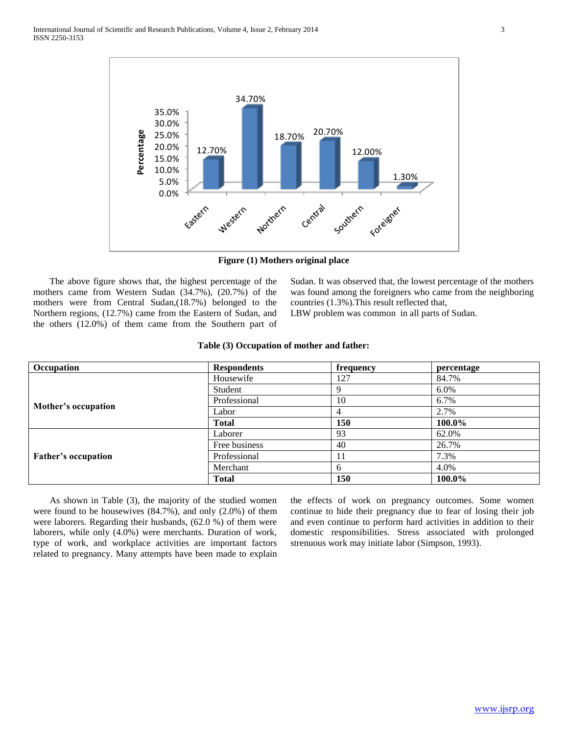**Figure (1) Mothers original place**

The above figure shows that, the highest percentage of the mothers came from Western Sudan (34.7%), (20.7%) of the mothers were from Central Sudan,(18.7%) belonged to the Northern regions, (12.7%) came from the Eastern of Sudan, and the others (12.0%) of them came from the Southern part of Sudan. It was observed that, the lowest percentage of the mothers was found among the foreigners who came from the neighboring countries (1.3%).This result reflected that,
LBW problem was common in all parts of Sudan.

**Table (3) Occupation of mother and father:**

| Occupation | Respondents | frequency | percentage |
|---|---|---|---|
| **Mother's occupation** | Housewife | 127 | 84.7% |
| | Student | 9 | 6.0% |
| | Professional | 10 | 6.7% |
| | Labor | 4 | 2.7% |
| | **Total** | **150** | **100.0%** |
| **Father's occupation** | Laborer | 93 | 62.0% |
| | Free business | 40 | 26.7% |
| | Professional | 11 | 7.3% |
| | Merchant | 6 | 4.0% |
| | **Total** | **150** | **100.0%** |

As shown in Table (3), the majority of the studied women were found to be housewives (84.7%), and only (2.0%) of them were laborers. Regarding their husbands, (62.0 %) of them were laborers, while only (4.0%) were merchants. Duration of work, type of work, and workplace activities are important factors related to pregnancy. Many attempts have been made to explain the effects of work on pregnancy outcomes. Some women continue to hide their pregnancy due to fear of losing their job and even continue to perform hard activities in addition to their domestic responsibilities. Stress associated with prolonged strenuous work may initiate labor (Simpson, 1993).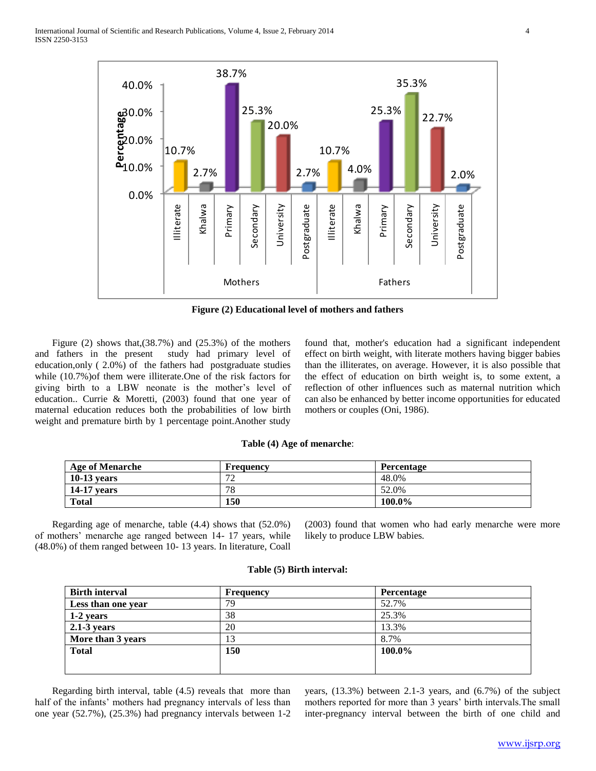**Figure (2) Educational level of mothers and fathers**

Figure (2) shows that,(38.7%) and (25.3%) of the mothers and fathers in the present study had primary level of education,only ( 2.0%) of the fathers had postgraduate studies while (10.7%)of them were illiterate.One of the risk factors for giving birth to a LBW neonate is the mother's level of education.. Currie & Moretti, (2003) found that one year of maternal education reduces both the probabilities of low birth weight and premature birth by 1 percentage point.Another study found that, mother's education had a significant independent effect on birth weight, with literate mothers having bigger babies than the illiterates, on average. However, it is also possible that the effect of education on birth weight is, to some extent, a reflection of other influences such as maternal nutrition which can also be enhanced by better income opportunities for educated mothers or couples (Oni, 1986).

**Table (4) Age of menarche**:

| Age of Menarche | Frequency | Percentage |
|---|---|---|
| **10-13 years** | 72 | 48.0% |
| **14-17 years** | 78 | 52.0% |
| **Total** | **150** | **100.0%** |

Regarding age of menarche, table (4.4) shows that (52.0%) of mothers' menarche age ranged between 14- 17 years, while (48.0%) of them ranged between 10- 13 years. In literature, Coall (2003) found that women who had early menarche were more likely to produce LBW babies.

**Table (5) Birth interval:**

| Birth interval | Frequency | Percentage |
|---|---|---|
| **Less than one year** | 79 | 52.7% |
| **1-2 years** | 38 | 25.3% |
| **2.1-3 years** | 20 | 13.3% |
| **More than 3 years** | 13 | 8.7% |
| **Total** | **150** | **100.0%** |

Regarding birth interval, table (4.5) reveals that more than half of the infants' mothers had pregnancy intervals of less than one year (52.7%), (25.3%) had pregnancy intervals between 1-2 years, (13.3%) between 2.1-3 years, and (6.7%) of the subject mothers reported for more than 3 years' birth intervals.The small inter-pregnancy interval between the birth of one child and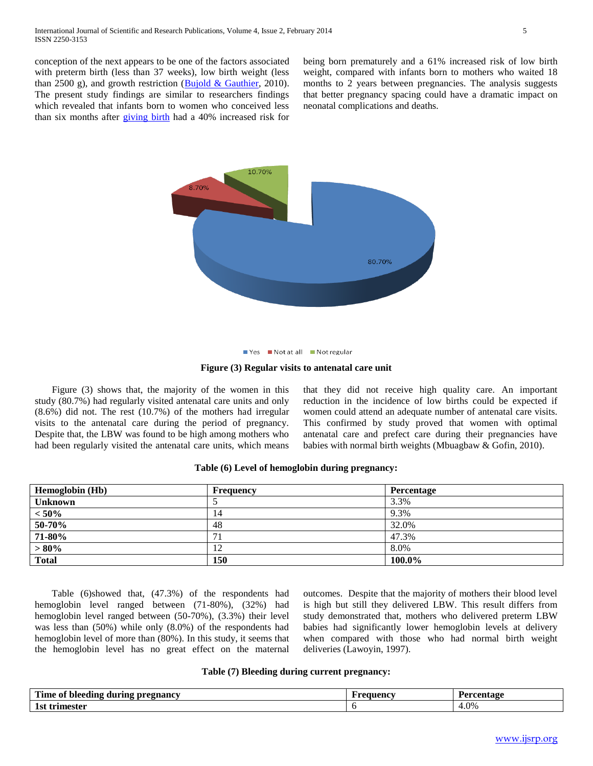conception of the next appears to be one of the factors associated with preterm birth (less than 37 weeks), low birth weight (less than 2500 g), and growth restriction (Bujold & Gauthier, 2010). The present study findings are similar to researchers findings which revealed that infants born to women who conceived less than six months after giving birth had a 40% increased risk for being born prematurely and a 61% increased risk of low birth weight, compared with infants born to mothers who waited 18 months to 2 years between pregnancies. The analysis suggests that better pregnancy spacing could have a dramatic impact on neonatal complications and deaths.

10.70%

8.70%

80.70%

Yes Not at all Not regular

**Figure (3) Regular visits to antenatal care unit**

Figure (3) shows that, the majority of the women in this study (80.7%) had regularly visited antenatal care units and only (8.6%) did not. The rest (10.7%) of the mothers had irregular visits to the antenatal care during the period of pregnancy. Despite that, the LBW was found to be high among mothers who had been regularly visited the antenatal care units, which means that they did not receive high quality care. An important reduction in the incidence of low births could be expected if women could attend an adequate number of antenatal care visits. This confirmed by study proved that women with optimal antenatal care and prefect care during their pregnancies have babies with normal birth weights (Mbuagbaw & Gofin, 2010).

**Table (6) Level of hemoglobin during pregnancy:**

| Hemoglobin (Hb) | Frequency | Percentage |
|---|---|---|
| **Unknown** | 5 | 3.3% |
| **< 50%** | 14 | 9.3% |
| **50-70%** | 48 | 32.0% |
| **71-80%** | 71 | 47.3% |
| **> 80%** | 12 | 8.0% |
| **Total** | **150** | **100.0%** |

Table (6)showed that, (47.3%) of the respondents had hemoglobin level ranged between (71-80%), (32%) had hemoglobin level ranged between (50-70%), (3.3%) their level was less than (50%) while only (8.0%) of the respondents had hemoglobin level of more than (80%). In this study, it seems that the hemoglobin level has no great effect on the maternal outcomes. Despite that the majority of mothers their blood level is high but still they delivered LBW. This result differs from study demonstrated that, mothers who delivered preterm LBW babies had significantly lower hemoglobin levels at delivery when compared with those who had normal birth weight deliveries (Lawoyin, 1997).

**Table (7) Bleeding during current pregnancy:**

| Time of bleeding during pregnancy | Frequency | Percentage |
|---|---|---|
| **1st trimester** | 6 | 4.0% |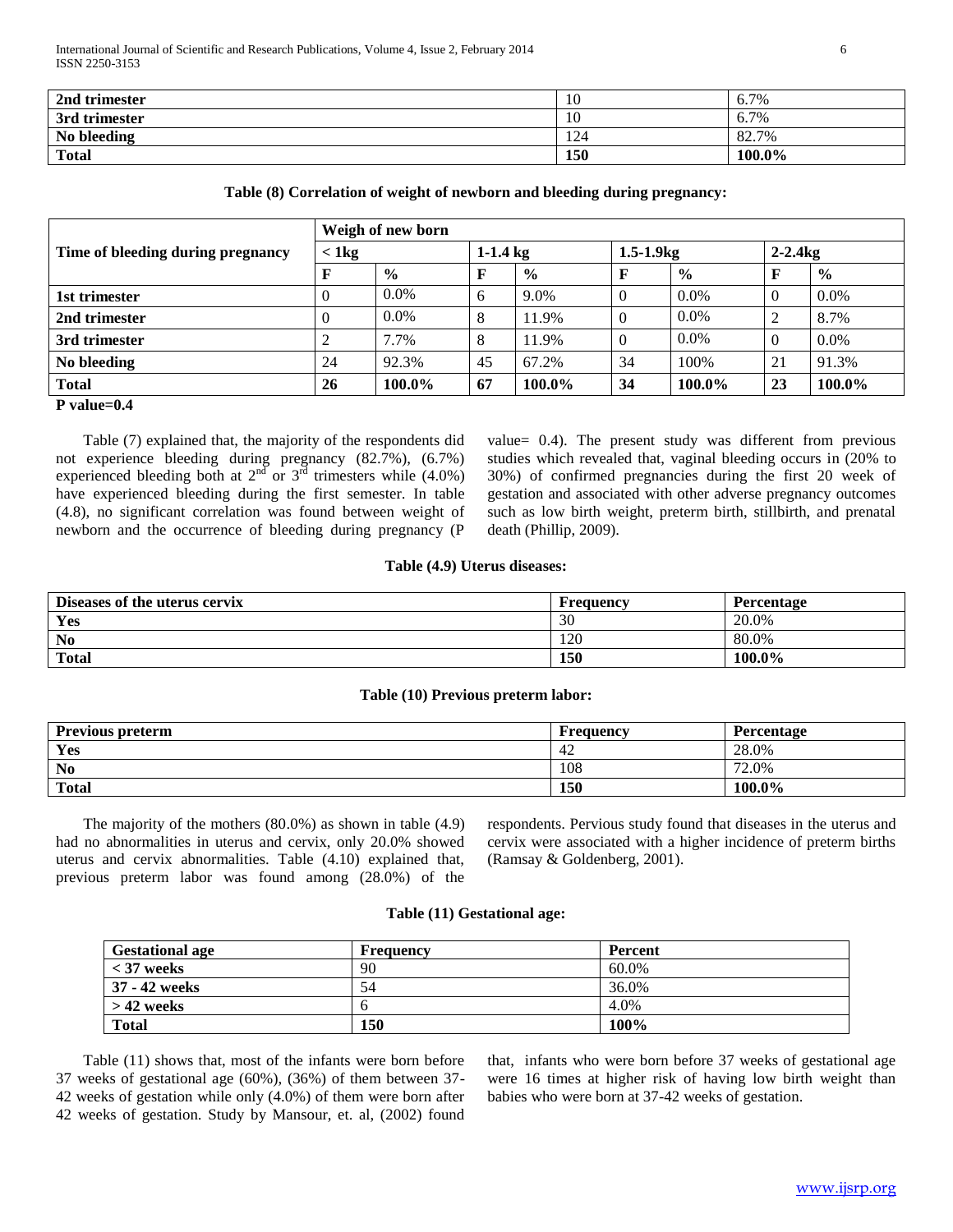| 2nd trimester | 10 | 6.7% |
|---|---|---|
| 3rd trimester | 10 | 6.7% |
| No bleeding | 124 | 82.7% |
| **Total** | **150** | **100.0%** |

**Table (8) Correlation of weight of newborn and bleeding during pregnancy:**

| Time of bleeding during pregnancy | Weigh of new born | | | | | | | |
|---|---|---|---|---|---|---|---|---|
| | < 1kg | | 1-1.4 kg | | 1.5-1.9kg | | 2-2.4kg | |
| | F | % | F | % | F | % | F | % |
| **1st trimester** | 0 | 0.0% | 6 | 9.0% | 0 | 0.0% | 0 | 0.0% |
| **2nd trimester** | 0 | 0.0% | 8 | 11.9% | 0 | 0.0% | 2 | 8.7% |
| **3rd trimester** | 2 | 7.7% | 8 | 11.9% | 0 | 0.0% | 0 | 0.0% |
| **No bleeding** | 24 | 92.3% | 45 | 67.2% | 34 | 100% | 21 | 91.3% |
| **Total** | **26** | **100.0%** | **67** | **100.0%** | **34** | **100.0%** | **23** | **100.0%** |

**P value=0.4**

Table (7) explained that, the majority of the respondents did not experience bleeding during pregnancy (82.7%), (6.7%) experienced bleeding both at 2nd or 3rd trimesters while (4.0%) have experienced bleeding during the first semester. In table (4.8), no significant correlation was found between weight of newborn and the occurrence of bleeding during pregnancy (P value= 0.4). The present study was different from previous studies which revealed that, vaginal bleeding occurs in (20% to 30%) of confirmed pregnancies during the first 20 week of gestation and associated with other adverse pregnancy outcomes such as low birth weight, preterm birth, stillbirth, and prenatal death (Phillip, 2009).

**Table (4.9) Uterus diseases:**

| Diseases of the uterus cervix | Frequency | Percentage |
|---|---|---|
| **Yes** | 30 | 20.0% |
| **No** | 120 | 80.0% |
| **Total** | **150** | **100.0%** |

**Table (10) Previous preterm labor:**

| Previous preterm | Frequency | Percentage |
|---|---|---|
| **Yes** | 42 | 28.0% |
| **No** | 108 | 72.0% |
| **Total** | **150** | **100.0%** |

The majority of the mothers (80.0%) as shown in table (4.9) had no abnormalities in uterus and cervix, only 20.0% showed uterus and cervix abnormalities. Table (4.10) explained that, previous preterm labor was found among (28.0%) of the respondents. Pervious study found that diseases in the uterus and cervix were associated with a higher incidence of preterm births (Ramsay & Goldenberg, 2001).

**Table (11) Gestational age:**

| Gestational age | Frequency | Percent |
|---|---|---|
| **< 37 weeks** | 90 | 60.0% |
| **37 - 42 weeks** | 54 | 36.0% |
| **> 42 weeks** | 6 | 4.0% |
| **Total** | **150** | **100%** |

Table (11) shows that, most of the infants were born before 37 weeks of gestational age (60%), (36%) of them between 37-42 weeks of gestation while only (4.0%) of them were born after 42 weeks of gestation. Study by Mansour, et. al, (2002) found that, infants who were born before 37 weeks of gestational age were 16 times at higher risk of having low birth weight than babies who were born at 37-42 weeks of gestation.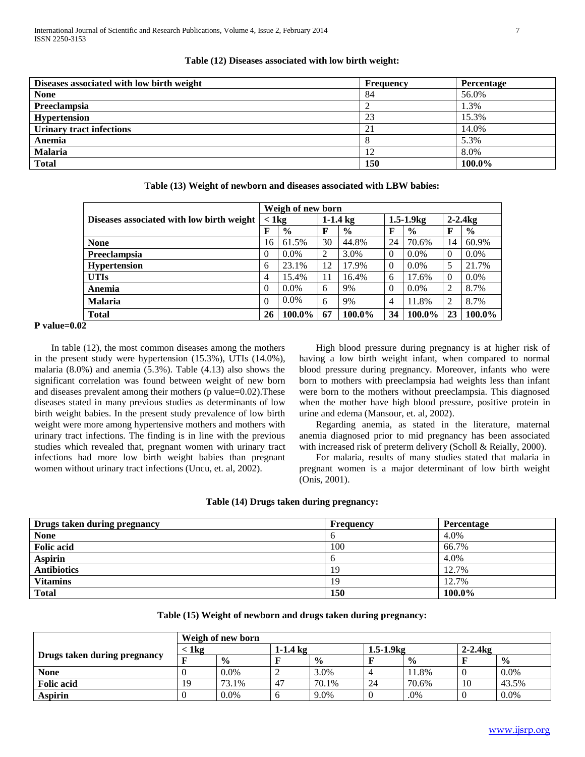**Table (12) Diseases associated with low birth weight:**

| Diseases associated with low birth weight | Frequency | Percentage |
|---|---|---|
| **None** | 84 | 56.0% |
| **Preeclampsia** | 2 | 1.3% |
| **Hypertension** | 23 | 15.3% |
| **Urinary tract infections** | 21 | 14.0% |
| **Anemia** | 8 | 5.3% |
| **Malaria** | 12 | 8.0% |
| **Total** | **150** | **100.0%** |

**Table (13) Weight of newborn and diseases associated with LBW babies:**

| Diseases associated with low birth weight | Weigh of new born | | | | | | | |
|---|---|---|---|---|---|---|---|---|
| | < 1kg | | 1-1.4 kg | | 1.5-1.9kg | | 2-2.4kg | |
| | F | % | F | % | F | % | F | % |
| **None** | 16 | 61.5% | 30 | 44.8% | 24 | 70.6% | 14 | 60.9% |
| **Preeclampsia** | 0 | 0.0% | 2 | 3.0% | 0 | 0.0% | 0 | 0.0% |
| **Hypertension** | 6 | 23.1% | 12 | 17.9% | 0 | 0.0% | 5 | 21.7% |
| **UTIs** | 4 | 15.4% | 11 | 16.4% | 6 | 17.6% | 0 | 0.0% |
| **Anemia** | 0 | 0.0% | 6 | 9% | 0 | 0.0% | 2 | 8.7% |
| **Malaria** | 0 | 0.0% | 6 | 9% | 4 | 11.8% | 2 | 8.7% |
| **Total** | **26** | **100.0%** | **67** | **100.0%** | **34** | **100.0%** | **23** | **100.0%** |

**P value=0.02**

In table (12), the most common diseases among the mothers in the present study were hypertension (15.3%), UTIs (14.0%), malaria (8.0%) and anemia (5.3%). Table (4.13) also shows the significant correlation was found between weight of new born and diseases prevalent among their mothers (p value=0.02).These diseases stated in many previous studies as determinants of low birth weight babies. In the present study prevalence of low birth weight were more among hypertensive mothers and mothers with urinary tract infections. The finding is in line with the previous studies which revealed that, pregnant women with urinary tract infections had more low birth weight babies than pregnant women without urinary tract infections (Uncu, et. al, 2002).

High blood pressure during pregnancy is at higher risk of having a low birth weight infant, when compared to normal blood pressure during pregnancy. Moreover, infants who were born to mothers with preeclampsia had weights less than infant were born to the mothers without preeclampsia. This diagnosed when the mother have high blood pressure, positive protein in urine and edema (Mansour, et. al, 2002).

Regarding anemia, as stated in the literature, maternal anemia diagnosed prior to mid pregnancy has been associated with increased risk of preterm delivery (Scholl & Reially, 2000).

For malaria, results of many studies stated that malaria in pregnant women is a major determinant of low birth weight (Onis, 2001).

**Table (14) Drugs taken during pregnancy:**

| Drugs taken during pregnancy | Frequency | Percentage |
|---|---|---|
| **None** | 6 | 4.0% |
| **Folic acid** | 100 | 66.7% |
| **Aspirin** | 6 | 4.0% |
| **Antibiotics** | 19 | 12.7% |
| **Vitamins** | 19 | 12.7% |
| **Total** | **150** | **100.0%** |

**Table (15) Weight of newborn and drugs taken during pregnancy:**

| Drugs taken during pregnancy | Weigh of new born | | | | | | | |
|---|---|---|---|---|---|---|---|---|
| | < 1kg | | 1-1.4 kg | | 1.5-1.9kg | | 2-2.4kg | |
| | F | % | F | % | F | % | F | % |
| **None** | 0 | 0.0% | 2 | 3.0% | 4 | 11.8% | 0 | 0.0% |
| **Folic acid** | 19 | 73.1% | 47 | 70.1% | 24 | 70.6% | 10 | 43.5% |
| **Aspirin** | 0 | 0.0% | 6 | 9.0% | 0 | .0% | 0 | 0.0% |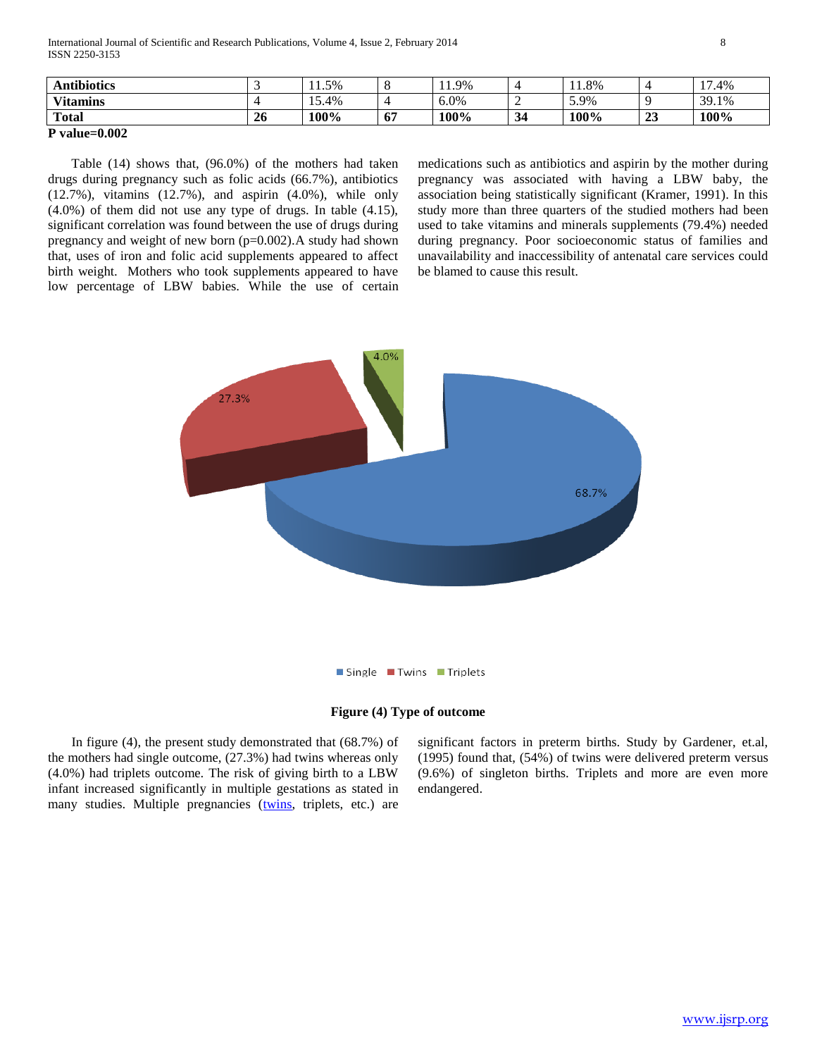| Antibiotics | 3 | 11.5% | 8 | 11.9% | 4 | 11.8% | 4 | 17.4% |
|---|---|---|---|---|---|---|---|---|
| **Vitamins** | 4 | 15.4% | 4 | 6.0% | 2 | 5.9% | 9 | 39.1% |
| **Total** | **26** | **100%** | **67** | **100%** | **34** | **100%** | **23** | **100%** |

**P value=0.002**

Table (14) shows that, (96.0%) of the mothers had taken drugs during pregnancy such as folic acids (66.7%), antibiotics (12.7%), vitamins (12.7%), and aspirin (4.0%), while only (4.0%) of them did not use any type of drugs. In table (4.15), significant correlation was found between the use of drugs during pregnancy and weight of new born (p=0.002).A study had shown that, uses of iron and folic acid supplements appeared to affect birth weight. Mothers who took supplements appeared to have low percentage of LBW babies. While the use of certain medications such as antibiotics and aspirin by the mother during pregnancy was associated with having a LBW baby, the association being statistically significant (Kramer, 1991). In this study more than three quarters of the studied mothers had been used to take vitamins and minerals supplements (79.4%) needed during pregnancy. Poor socioeconomic status of families and unavailability and inaccessibility of antenatal care services could be blamed to cause this result.

**Figure (4) Type of outcome**

In figure (4), the present study demonstrated that (68.7%) of the mothers had single outcome, (27.3%) had twins whereas only (4.0%) had triplets outcome. The risk of giving birth to a LBW infant increased significantly in multiple gestations as stated in many studies. Multiple pregnancies (twins, triplets, etc.) are significant factors in preterm births. Study by Gardener, et.al, (1995) found that, (54%) of twins were delivered preterm versus (9.6%) of singleton births. Triplets and more are even more endangered.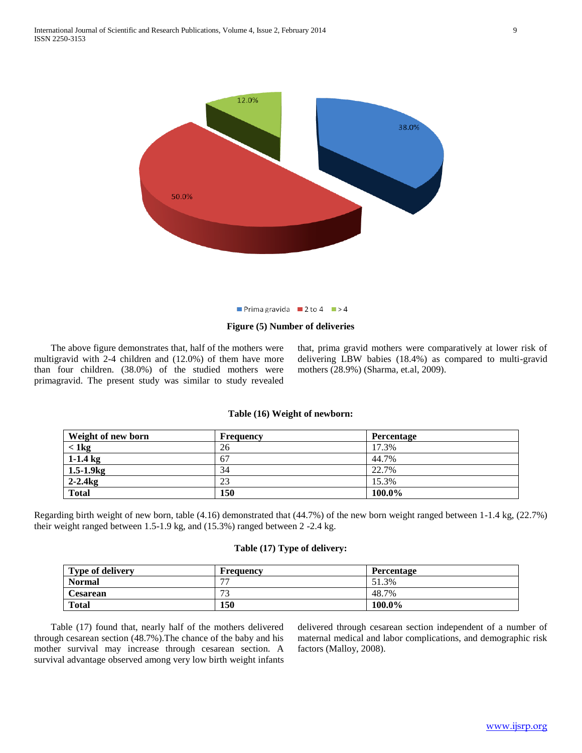Prima gravida 38.0%, 2 to 4 50.0%, > 4 12.0%

**Figure (5) Number of deliveries**

The above figure demonstrates that, half of the mothers were multigravid with 2-4 children and (12.0%) of them have more than four children. (38.0%) of the studied mothers were primagravid. The present study was similar to study revealed that, prima gravid mothers were comparatively at lower risk of delivering LBW babies (18.4%) as compared to multi-gravid mothers (28.9%) (Sharma, et.al, 2009).

**Table (16) Weight of newborn:**

| Weight of new born | Frequency | Percentage |
| --- | --- | --- |
| **< 1kg** | 26 | 17.3% |
| **1-1.4 kg** | 67 | 44.7% |
| **1.5-1.9kg** | 34 | 22.7% |
| **2-2.4kg** | 23 | 15.3% |
| **Total** | **150** | **100.0%** |

Regarding birth weight of new born, table (4.16) demonstrated that (44.7%) of the new born weight ranged between 1-1.4 kg, (22.7%) their weight ranged between 1.5-1.9 kg, and (15.3%) ranged between 2 -2.4 kg.

**Table (17) Type of delivery:**

| Type of delivery | Frequency | Percentage |
| --- | --- | --- |
| **Normal** | 77 | 51.3% |
| **Cesarean** | 73 | 48.7% |
| **Total** | **150** | **100.0%** |

Table (17) found that, nearly half of the mothers delivered through cesarean section (48.7%).The chance of the baby and his mother survival may increase through cesarean section. A survival advantage observed among very low birth weight infants delivered through cesarean section independent of a number of maternal medical and labor complications, and demographic risk factors (Malloy, 2008).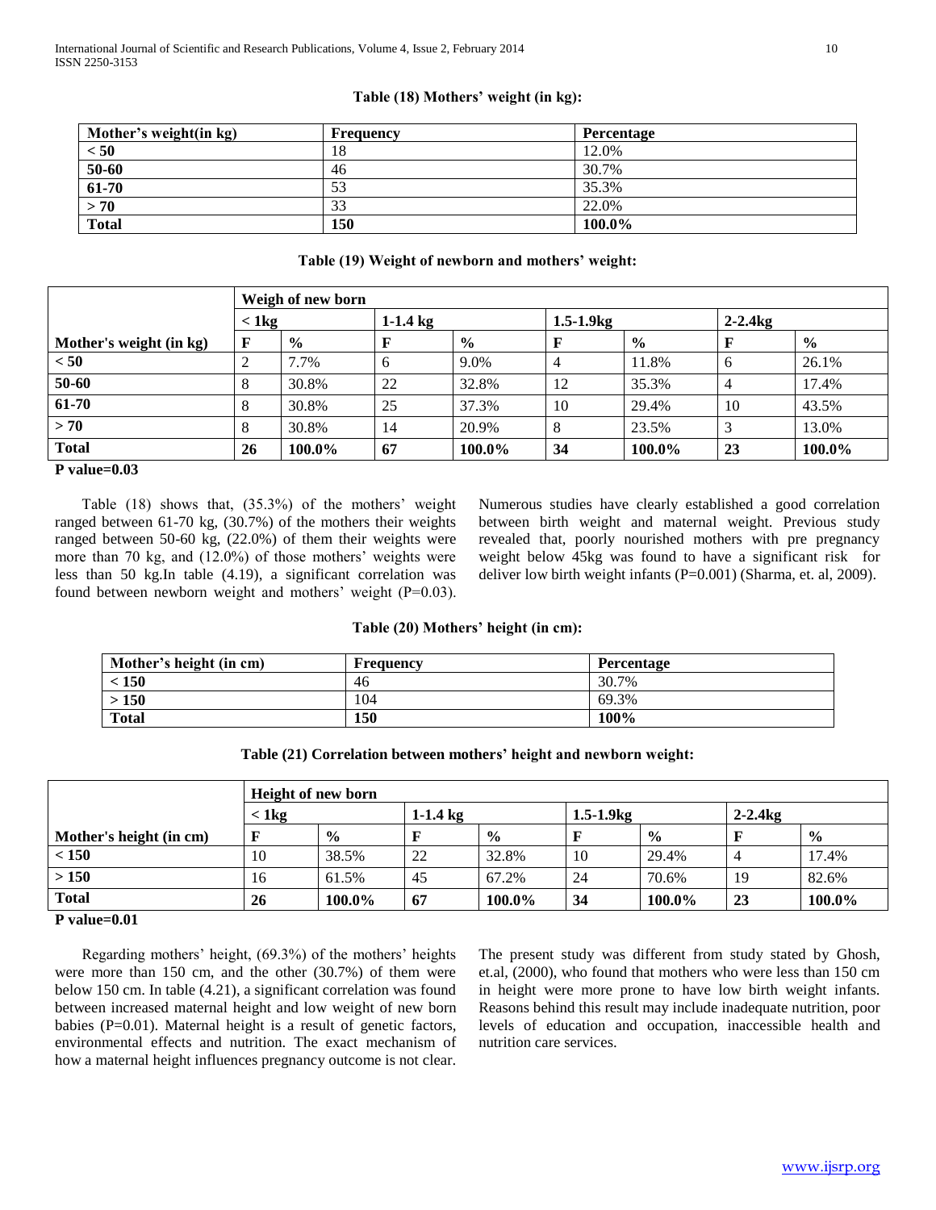**Table (18) Mothers' weight (in kg):**

| Mother's weight(in kg) | Frequency | Percentage |
|---|---|---|
| < 50 | 18 | 12.0% |
| 50-60 | 46 | 30.7% |
| 61-70 | 53 | 35.3% |
| > 70 | 33 | 22.0% |
| **Total** | **150** | **100.0%** |

**Table (19) Weight of newborn and mothers' weight:**

| | Weigh of new born | | | | | | | |
|---|---|---|---|---|---|---|---|---|
| | < 1kg | | 1-1.4 kg | | 1.5-1.9kg | | 2-2.4kg | |
| Mother's weight (in kg) | F | % | F | % | F | % | F | % |
| < 50 | 2 | 7.7% | 6 | 9.0% | 4 | 11.8% | 6 | 26.1% |
| 50-60 | 8 | 30.8% | 22 | 32.8% | 12 | 35.3% | 4 | 17.4% |
| 61-70 | 8 | 30.8% | 25 | 37.3% | 10 | 29.4% | 10 | 43.5% |
| > 70 | 8 | 30.8% | 14 | 20.9% | 8 | 23.5% | 3 | 13.0% |
| **Total** | **26** | **100.0%** | **67** | **100.0%** | **34** | **100.0%** | **23** | **100.0%** |

**P value=0.03**

Table (18) shows that, (35.3%) of the mothers' weight ranged between 61-70 kg, (30.7%) of the mothers their weights ranged between 50-60 kg, (22.0%) of them their weights were more than 70 kg, and (12.0%) of those mothers' weights were less than 50 kg.In table (4.19), a significant correlation was found between newborn weight and mothers' weight (P=0.03). Numerous studies have clearly established a good correlation between birth weight and maternal weight. Previous study revealed that, poorly nourished mothers with pre pregnancy weight below 45kg was found to have a significant risk for deliver low birth weight infants (P=0.001) (Sharma, et. al, 2009).

**Table (20) Mothers' height (in cm):**

| Mother's height (in cm) | Frequency | Percentage |
|---|---|---|
| < 150 | 46 | 30.7% |
| > 150 | 104 | 69.3% |
| **Total** | **150** | **100%** |

**Table (21) Correlation between mothers' height and newborn weight:**

| | Height of new born | | | | | | | |
|---|---|---|---|---|---|---|---|---|
| | < 1kg | | 1-1.4 kg | | 1.5-1.9kg | | 2-2.4kg | |
| Mother's height (in cm) | F | % | F | % | F | % | F | % |
| < 150 | 10 | 38.5% | 22 | 32.8% | 10 | 29.4% | 4 | 17.4% |
| > 150 | 16 | 61.5% | 45 | 67.2% | 24 | 70.6% | 19 | 82.6% |
| **Total** | **26** | **100.0%** | **67** | **100.0%** | **34** | **100.0%** | **23** | **100.0%** |

**P value=0.01**

Regarding mothers' height, (69.3%) of the mothers' heights were more than 150 cm, and the other (30.7%) of them were below 150 cm. In table (4.21), a significant correlation was found between increased maternal height and low weight of new born babies (P=0.01). Maternal height is a result of genetic factors, environmental effects and nutrition. The exact mechanism of how a maternal height influences pregnancy outcome is not clear. The present study was different from study stated by Ghosh, et.al, (2000), who found that mothers who were less than 150 cm in height were more prone to have low birth weight infants. Reasons behind this result may include inadequate nutrition, poor levels of education and occupation, inaccessible health and nutrition care services.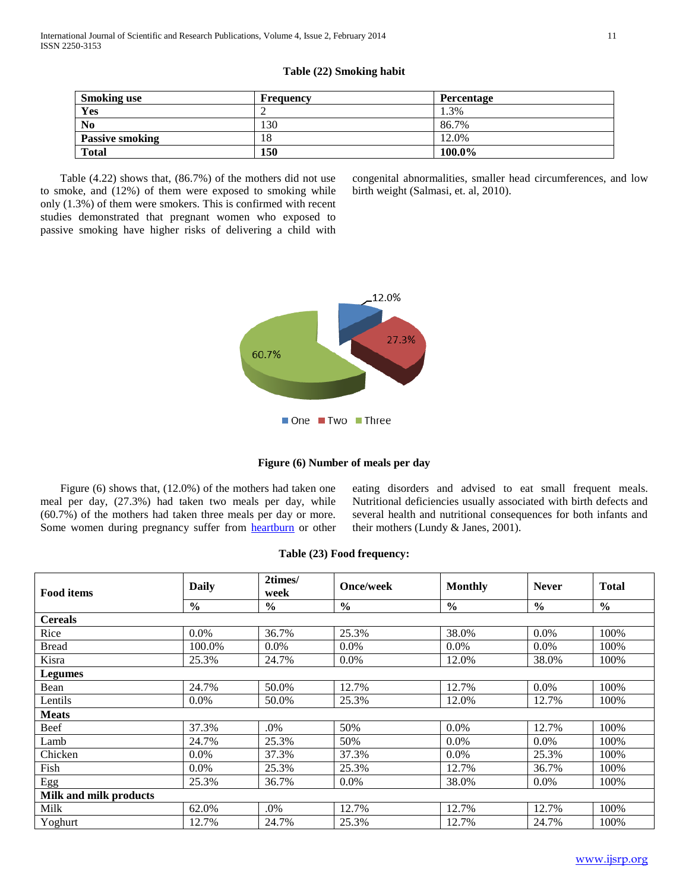**Table (22) Smoking habit**

| Smoking use | Frequency | Percentage |
|---|---|---|
| **Yes** | 2 | 1.3% |
| **No** | 130 | 86.7% |
| **Passive smoking** | 18 | 12.0% |
| **Total** | **150** | **100.0%** |

Table (4.22) shows that, (86.7%) of the mothers did not use to smoke, and (12%) of them were exposed to smoking while only (1.3%) of them were smokers. This is confirmed with recent studies demonstrated that pregnant women who exposed to passive smoking have higher risks of delivering a child with congenital abnormalities, smaller head circumferences, and low birth weight (Salmasi, et. al, 2010).

**Figure (6) Number of meals per day**

Figure (6) shows that, (12.0%) of the mothers had taken one meal per day, (27.3%) had taken two meals per day, while (60.7%) of the mothers had taken three meals per day or more. Some women during pregnancy suffer from heartburn or other eating disorders and advised to eat small frequent meals. Nutritional deficiencies usually associated with birth defects and several health and nutritional consequences for both infants and their mothers (Lundy & Janes, 2001).

**Table (23) Food frequency:**

| Food items | Daily | 2times/ week | Once/week | Monthly | Never | Total |
|---|---|---|---|---|---|---|
| | **%** | **%** | **%** | **%** | **%** | **%** |
| **Cereals** | | | | | | |
| Rice | 0.0% | 36.7% | 25.3% | 38.0% | 0.0% | 100% |
| Bread | 100.0% | 0.0% | 0.0% | 0.0% | 0.0% | 100% |
| Kisra | 25.3% | 24.7% | 0.0% | 12.0% | 38.0% | 100% |
| **Legumes** | | | | | | |
| Bean | 24.7% | 50.0% | 12.7% | 12.7% | 0.0% | 100% |
| Lentils | 0.0% | 50.0% | 25.3% | 12.0% | 12.7% | 100% |
| **Meats** | | | | | | |
| Beef | 37.3% | .0% | 50% | 0.0% | 12.7% | 100% |
| Lamb | 24.7% | 25.3% | 50% | 0.0% | 0.0% | 100% |
| Chicken | 0.0% | 37.3% | 37.3% | 0.0% | 25.3% | 100% |
| Fish | 0.0% | 25.3% | 25.3% | 12.7% | 36.7% | 100% |
| Egg | 25.3% | 36.7% | 0.0% | 38.0% | 0.0% | 100% |
| **Milk and milk products** | | | | | | |
| Milk | 62.0% | .0% | 12.7% | 12.7% | 12.7% | 100% |
| Yoghurt | 12.7% | 24.7% | 25.3% | 12.7% | 24.7% | 100% |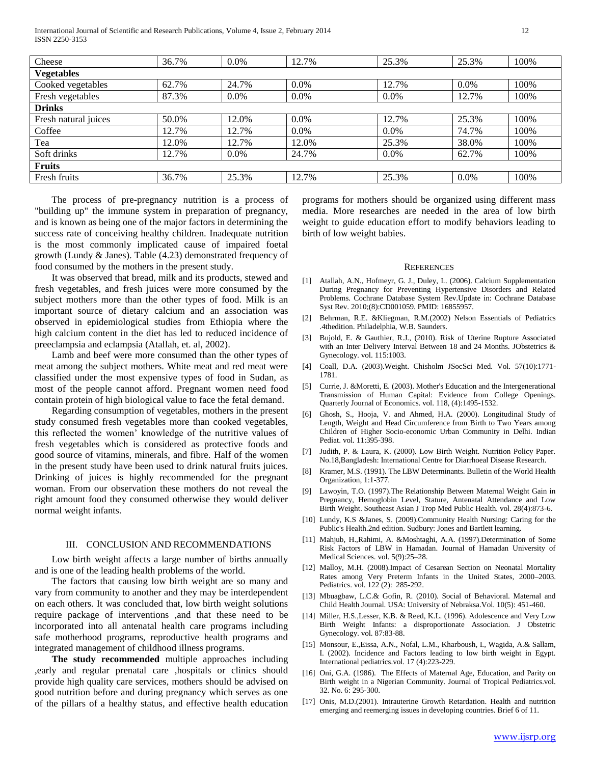| Cheese | 36.7% | 0.0% | 12.7% | 25.3% | 25.3% | 100% |
|---|---|---|---|---|---|---|
| **Vegetables** | | | | | | |
| Cooked vegetables | 62.7% | 24.7% | 0.0% | 12.7% | 0.0% | 100% |
| Fresh vegetables | 87.3% | 0.0% | 0.0% | 0.0% | 12.7% | 100% |
| **Drinks** | | | | | | |
| Fresh natural juices | 50.0% | 12.0% | 0.0% | 12.7% | 25.3% | 100% |
| Coffee | 12.7% | 12.7% | 0.0% | 0.0% | 74.7% | 100% |
| Tea | 12.0% | 12.7% | 12.0% | 25.3% | 38.0% | 100% |
| Soft drinks | 12.7% | 0.0% | 24.7% | 0.0% | 62.7% | 100% |
| **Fruits** | | | | | | |
| Fresh fruits | 36.7% | 25.3% | 12.7% | 25.3% | 0.0% | 100% |

The process of pre-pregnancy nutrition is a process of "building up" the immune system in preparation of pregnancy, and is known as being one of the major factors in determining the success rate of conceiving healthy children. Inadequate nutrition is the most commonly implicated cause of impaired foetal growth (Lundy & Janes). Table (4.23) demonstrated frequency of food consumed by the mothers in the present study.

It was observed that bread, milk and its products, stewed and fresh vegetables, and fresh juices were more consumed by the subject mothers more than the other types of food. Milk is an important source of dietary calcium and an association was observed in epidemiological studies from Ethiopia where the high calcium content in the diet has led to reduced incidence of preeclampsia and eclampsia (Atallah, et. al, 2002).

Lamb and beef were more consumed than the other types of meat among the subject mothers. White meat and red meat were classified under the most expensive types of food in Sudan, as most of the people cannot afford. Pregnant women need food contain protein of high biological value to face the fetal demand.

Regarding consumption of vegetables, mothers in the present study consumed fresh vegetables more than cooked vegetables, this reflected the women' knowledge of the nutritive values of fresh vegetables which is considered as protective foods and good source of vitamins, minerals, and fibre. Half of the women in the present study have been used to drink natural fruits juices. Drinking of juices is highly recommended for the pregnant woman. From our observation these mothers do not reveal the right amount food they consumed otherwise they would deliver normal weight infants.

## III. Conclusion and Recommendations

Low birth weight affects a large number of births annually and is one of the leading health problems of the world.

The factors that causing low birth weight are so many and vary from community to another and they may be interdependent on each others. It was concluded that, low birth weight solutions require package of interventions ,and that these need to be incorporated into all antenatal health care programs including safe motherhood programs, reproductive health programs and integrated management of childhood illness programs.

**The study recommended** multiple approaches including ,early and regular prenatal care ,hospitals or clinics should provide high quality care services, mothers should be advised on good nutrition before and during pregnancy which serves as one of the pillars of a healthy status, and effective health education programs for mothers should be organized using different mass media. More researches are needed in the area of low birth weight to guide education effort to modify behaviors leading to birth of low weight babies.

## References

[1] Atallah, A.N., Hofmeyr, G. J., Duley, L. (2006). Calcium Supplementation During Pregnancy for Preventing Hypertensive Disorders and Related Problems. Cochrane Database System Rev.Update in: Cochrane Database Syst Rev. 2010;(8):CD001059. PMID: 16855957.

[2] Behrman, R.E. &Kliegman, R.M.(2002) Nelson Essentials of Pediatrics .4thedition. Philadelphia, W.B. Saunders.

[3] Bujold, E. & Gauthier, R.J., (2010). Risk of Uterine Rupture Associated with an Inter Delivery Interval Between 18 and 24 Months. JObstetrics & Gynecology. vol. 115:1003.

[4] Coall, D.A. (2003).Weight. Chisholm JSocSci Med. Vol. 57(10):1771-1781.

[5] Currie, J. &Moretti, E. (2003). Mother's Education and the Intergenerational Transmission of Human Capital: Evidence from College Openings. Quarterly Journal of Economics. vol. 118, (4):1495-1532.

[6] Ghosh, S., Hooja, V. and Ahmed, H.A. (2000). Longitudinal Study of Length, Weight and Head Circumference from Birth to Two Years among Children of Higher Socio-economic Urban Community in Delhi. Indian Pediat. vol. 11:395-398.

[7] Judith, P. & Laura, K. (2000). Low Birth Weight. Nutrition Policy Paper. No.18,Bangladesh: International Centre for Diarrhoeal Disease Research.

[8] Kramer, M.S. (1991). The LBW Determinants. Bulletin of the World Health Organization, 1:1-377.

[9] Lawoyin, T.O. (1997).The Relationship Between Maternal Weight Gain in Pregnancy, Hemoglobin Level, Stature, Antenatal Attendance and Low Birth Weight. Southeast Asian J Trop Med Public Health. vol. 28(4):873-6.

[10] Lundy, K.S &Janes, S. (2009).Community Health Nursing: Caring for the Public's Health.2nd edition. Sudbury: Jones and Bartlett learning.

[11] Mahjub, H.,Rahimi, A. &Moshtaghi, A.A. (1997).Determination of Some Risk Factors of LBW in Hamadan. Journal of Hamadan University of Medical Sciences. vol. 5(9):25–28.

[12] Malloy, M.H. (2008).Impact of Cesarean Section on Neonatal Mortality Rates among Very Preterm Infants in the United States, 2000–2003. Pediatrics. vol. 122 (2): 285-292.

[13] Mbuagbaw, L.C.& Gofin, R. (2010). Social of Behavioral. Maternal and Child Health Journal. USA: University of Nebraksa.Vol. 10(5): 451-460.

[14] Miller, H.S.,Lesser, K.B. & Reed, K.L. (1996). Adolescence and Very Low Birth Weight Infants: a disproportionate Association. J Obstetric Gynecology. vol. 87:83-88.

[15] Monsour, E.,Eissa, A.N., Nofal, L.M., Kharboush, I., Wagida, A.& Sallam, I. (2002). Incidence and Factors leading to low birth weight in Egypt. International pediatrics.vol. 17 (4):223-229.

[16] Oni, G.A. (1986). The Effects of Maternal Age, Education, and Parity on Birth weight in a Nigerian Community. Journal of Tropical Pediatrics.vol. 32. No. 6: 295-300.

[17] Onis, M.D.(2001). Intrauterine Growth Retardation. Health and nutrition emerging and reemerging issues in developing countries. Brief 6 of 11.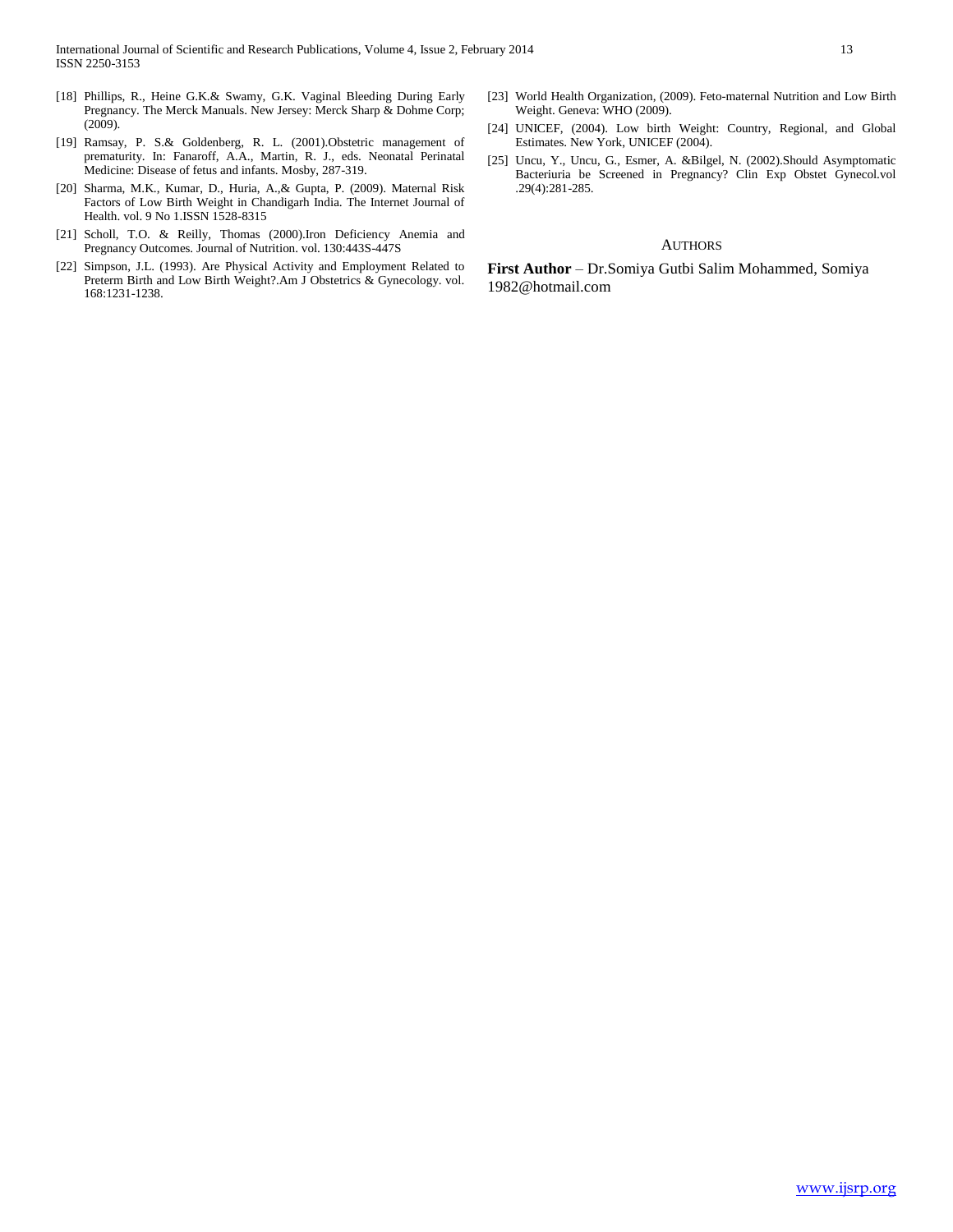[18] Phillips, R., Heine G.K.& Swamy, G.K. Vaginal Bleeding During Early Pregnancy. The Merck Manuals. New Jersey: Merck Sharp & Dohme Corp; (2009).

[19] Ramsay, P. S.& Goldenberg, R. L. (2001).Obstetric management of prematurity. In: Fanaroff, A.A., Martin, R. J., eds. Neonatal Perinatal Medicine: Disease of fetus and infants. Mosby, 287-319.

[20] Sharma, M.K., Kumar, D., Huria, A.,& Gupta, P. (2009). Maternal Risk Factors of Low Birth Weight in Chandigarh India. The Internet Journal of Health. vol. 9 No 1.ISSN 1528-8315

[21] Scholl, T.O. & Reilly, Thomas (2000).Iron Deficiency Anemia and Pregnancy Outcomes. Journal of Nutrition. vol. 130:443S-447S

[22] Simpson, J.L. (1993). Are Physical Activity and Employment Related to Preterm Birth and Low Birth Weight?.Am J Obstetrics & Gynecology. vol. 168:1231-1238.

[23] World Health Organization, (2009). Feto-maternal Nutrition and Low Birth Weight. Geneva: WHO (2009).

[24] UNICEF, (2004). Low birth Weight: Country, Regional, and Global Estimates. New York, UNICEF (2004).

[25] Uncu, Y., Uncu, G., Esmer, A. &Bilgel, N. (2002).Should Asymptomatic Bacteriuria be Screened in Pregnancy? Clin Exp Obstet Gynecol.vol .29(4):281-285.

## Authors

**First Author** – Dr.Somiya Gutbi Salim Mohammed, Somiya 1982@hotmail.com